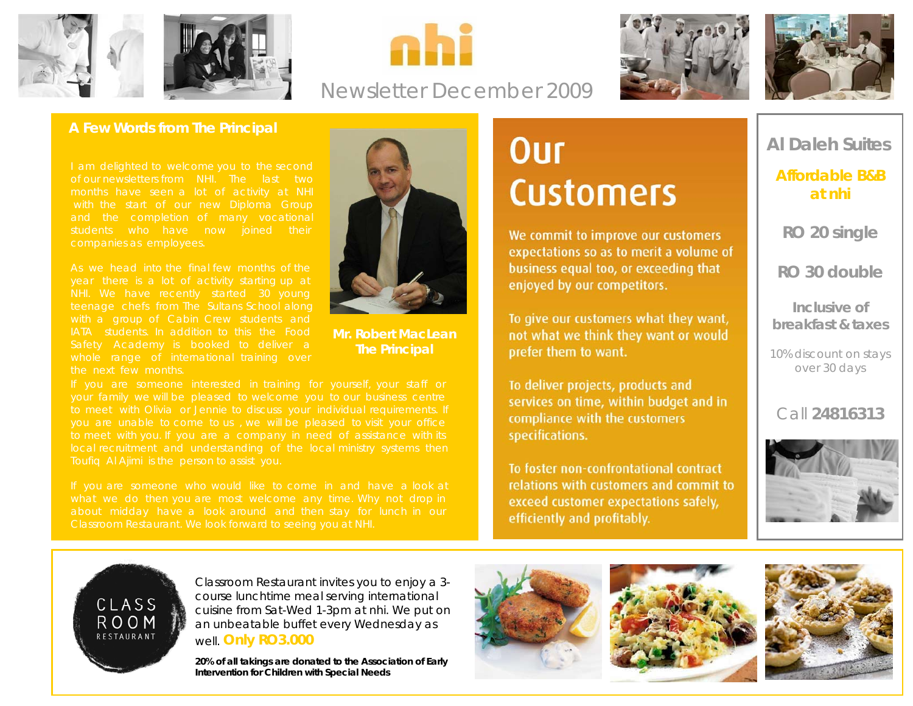# nhi

Newsletter December 2009

## A Few Words from The Principal

I am delighted to welcome you to the second of our newsletters from NHI. The last two months have seen a lot of activity at NHI with the start of our new Diploma Group and the completion of many vocational students who have now joined their companies as employees.

As we head into the final few months of the year there is a lot of activity starting up at NHI. We have recently started 30 young teenage chefs from The Sultans School along with a group of Cabin Crew students and IATA students. In addition to this the Food Safety Academy is booked to deliver a whole range of international training over the next few months.

**Mr. Robert MacLean**
**The Principal**

If you are someone interested in training for yourself, your staff or your family we will be pleased to welcome you to our business centre to meet with Olivia or Jennie to discuss your individual requirements. If you are unable to come to us , we will be pleased to visit your office to meet with you. If you are a company in need of assistance with its local recruitment and understanding of the local ministry systems then Toufiq Al Ajimi is the person to assist you.

If you are someone who would like to come in and have a look at what we do then you are most welcome any time. Why not drop in about midday have a look around and then stay for lunch in our Classroom Restaurant. We look forward to seeing you at NHI.

## Our Customers

We commit to improve our customers expectations so as to merit a volume of business equal too, or exceeding that enjoyed by our competitors.

To give our customers what they want, not what we think they want or would prefer them to want.

To deliver projects, products and services on time, within budget and in compliance with the customers specifications.

To foster non-confrontational contract relations with customers and commit to exceed customer expectations safely, efficiently and profitably.

## Al Daleh Suites

**Affordable B&B at nhi**

**RO 20 single**

**RO 30 double**

**Inclusive of breakfast & taxes**

10% discount on stays over 30 days

Call **24816313**

CLASS ROOM RESTAURANT

Classroom Restaurant invites you to enjoy a 3-course lunchtime meal serving international cuisine from Sat-Wed 1-3pm at nhi. We put on an unbeatable buffet every Wednesday as well. **Only RO3.000**

**20% of all takings are donated to the Association of Early Intervention for Children with Special Needs**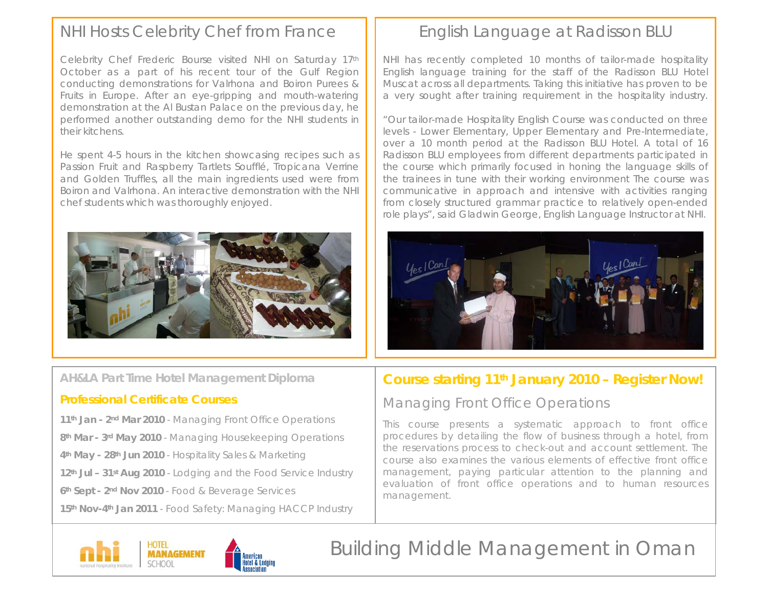## NHI Hosts Celebrity Chef from France

Celebrity Chef Frederic Bourse visited NHI on Saturday 17th October as a part of his recent tour of the Gulf Region conducting demonstrations for Valrhona and Boiron Purees & Fruits in Europe. After an eye-gripping and mouth-watering demonstration at the Al Bustan Palace on the previous day, he performed another outstanding demo for the NHI students in their kitchens.

He spent 4-5 hours in the kitchen showcasing recipes such as Passion Fruit and Raspberry Tartlets Soufflé, Tropicana Verrine and Golden Truffles, all the main ingredients used were from Boiron and Valrhona. An interactive demonstration with the NHI chef students which was thoroughly enjoyed.

## English Language at Radisson BLU

NHI has recently completed 10 months of tailor-made hospitality English language training for the staff of the Radisson BLU Hotel Muscat across all departments. Taking this initiative has proven to be a very sought after training requirement in the hospitality industry.

"Our tailor-made Hospitality English Course was conducted on three levels - Lower Elementary, Upper Elementary and Pre-Intermediate, over a 10 month period at the Radisson BLU Hotel. A total of 16 Radisson BLU employees from different departments participated in the course which primarily focused in honing the language skills of the trainees in tune with their working environment The course was communicative in approach and intensive with activities ranging from closely structured grammar practice to relatively open-ended role plays", said Gladwin George, English Language Instructor at NHI.

### AH&LA Part Time Hotel Management Diploma

### Professional Certificate Courses

**11th Jan - 2nd Mar 2010** - Managing Front Office Operations

**8th Mar - 3rd May 2010** - Managing Housekeeping Operations

**4th May - 28th Jun 2010** - Hospitality Sales & Marketing

**12th Jul – 31st Aug 2010** - Lodging and the Food Service Industry

**6th Sept - 2nd Nov 2010** - Food & Beverage Services

**15th Nov-4th Jan 2011** - Food Safety: Managing HACCP Industry

### Course starting 11th January 2010 – Register Now!

### Managing Front Office Operations

This course presents a systematic approach to front office procedures by detailing the flow of business through a hotel, from the reservations process to check-out and account settlement. The course also examines the various elements of effective front office management, paying particular attention to the planning and evaluation of front office operations and to human resources management.

nhi national hospitality institute | HOTEL MANAGEMENT SCHOOL | American Hotel & Lodging Association

## Building Middle Management in Oman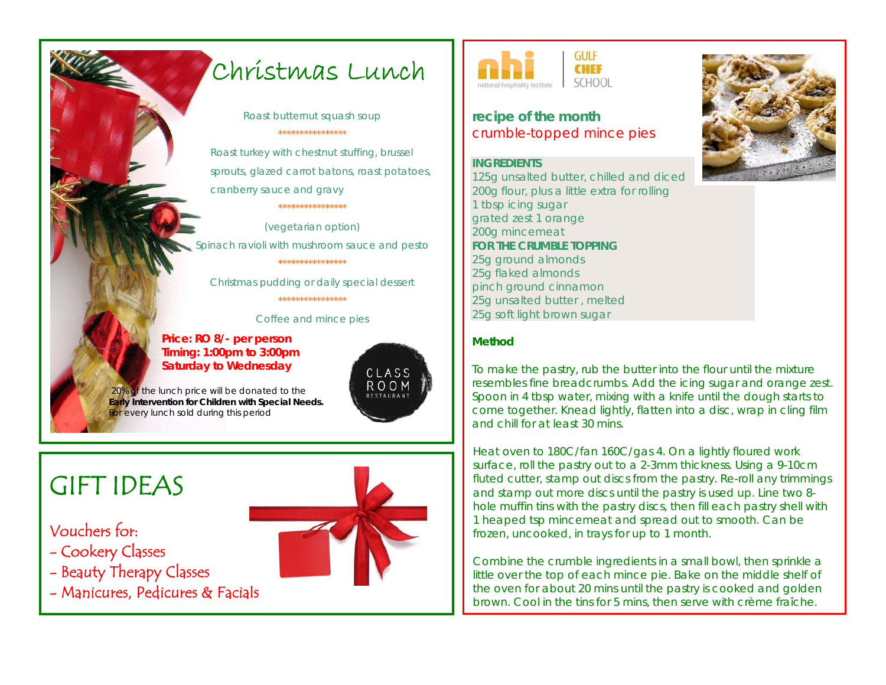# Christmas Lunch

Roast butternut squash soup

\*\*\*\*\*\*\*\*\*\*\*\*\*\*\*\*\*

Roast turkey with chestnut stuffing, brussel sprouts, glazed carrot batons, roast potatoes, cranberry sauce and gravy

\*\*\*\*\*\*\*\*\*\*\*\*\*\*\*\*\*

(vegetarian option)

Spinach ravioli with mushroom sauce and pesto

\*\*\*\*\*\*\*\*\*\*\*\*\*\*\*\*\*

Christmas pudding or daily special dessert

\*\*\*\*\*\*\*\*\*\*\*\*\*\*\*\*\*

Coffee and mince pies

**Price: RO 8/- per person**
**Timing: 1:00pm to 3:00pm**
**Saturday to Wednesday**

20% of the lunch price will be donated to the **Early Intervention for Children with Special Needs.** For every lunch sold during this period

CLASS ROOM RESTAURANT

# GIFT IDEAS

Vouchers for:

- Cookery Classes
- Beauty Therapy Classes
- Manicures, Pedicures & Facials

nhi national hospitality institute | GULF CHEF SCHOOL

## recipe of the month

crumble-topped mince pies

**INGREDIENTS**

125g unsalted butter, chilled and diced
200g flour, plus a little extra for rolling
1 tbsp icing sugar
grated zest 1 orange
200g mincemeat

**FOR THE CRUMBLE TOPPING**

25g ground almonds
25g flaked almonds
pinch ground cinnamon
25g unsalted butter , melted
25g soft light brown sugar

**Method**

To make the pastry, rub the butter into the flour until the mixture resembles fine breadcrumbs. Add the icing sugar and orange zest. Spoon in 4 tbsp water, mixing with a knife until the dough starts to come together. Knead lightly, flatten into a disc, wrap in cling film and chill for at least 30 mins.

Heat oven to 180C/fan 160C/gas 4. On a lightly floured work surface, roll the pastry out to a 2-3mm thickness. Using a 9-10cm fluted cutter, stamp out discs from the pastry. Re-roll any trimmings and stamp out more discs until the pastry is used up. Line two 8-hole muffin tins with the pastry discs, then fill each pastry shell with 1 heaped tsp mincemeat and spread out to smooth. Can be frozen, uncooked, in trays for up to 1 month.

Combine the crumble ingredients in a small bowl, then sprinkle a little over the top of each mince pie. Bake on the middle shelf of the oven for about 20 mins until the pastry is cooked and golden brown. Cool in the tins for 5 mins, then serve with crème fraîche.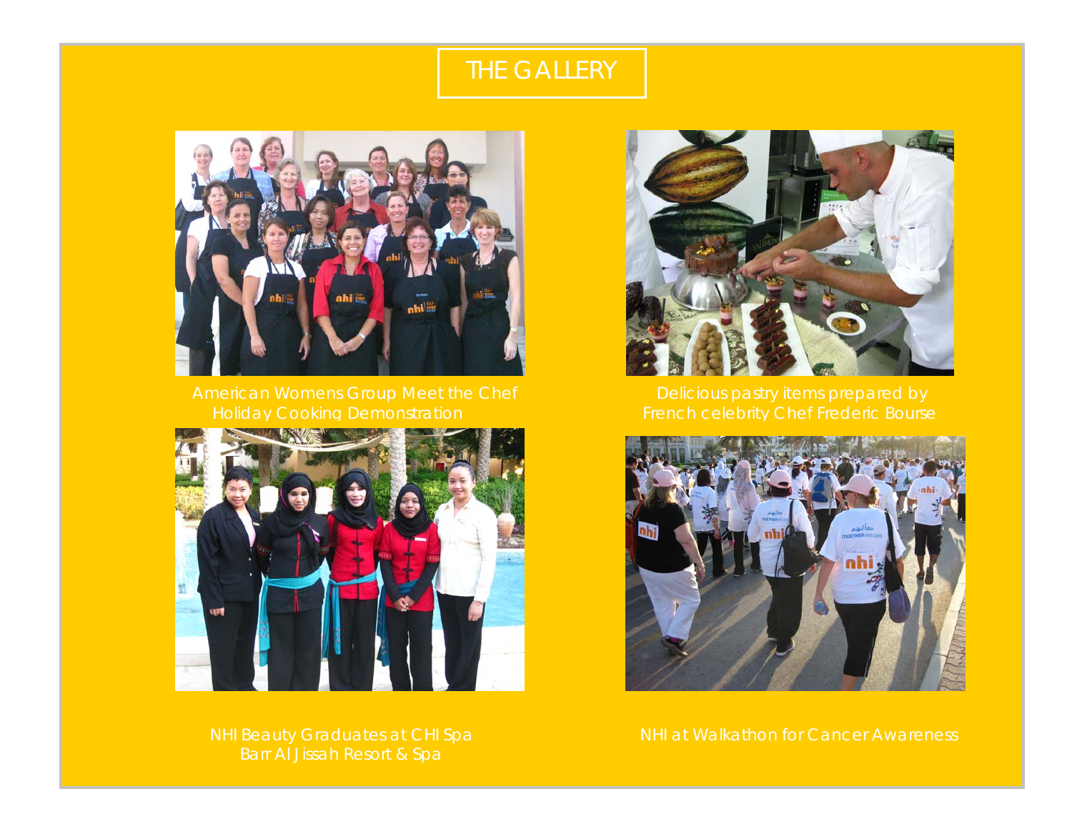# THE GALLERY

American Womens Group Meet the Chef Holiday Cooking Demonstration

Delicious pastry items prepared by French celebrity Chef Frederic Bourse

NHI Beauty Graduates at CHI Spa Barr Al Jissah Resort & Spa

NHI at Walkathon for Cancer Awareness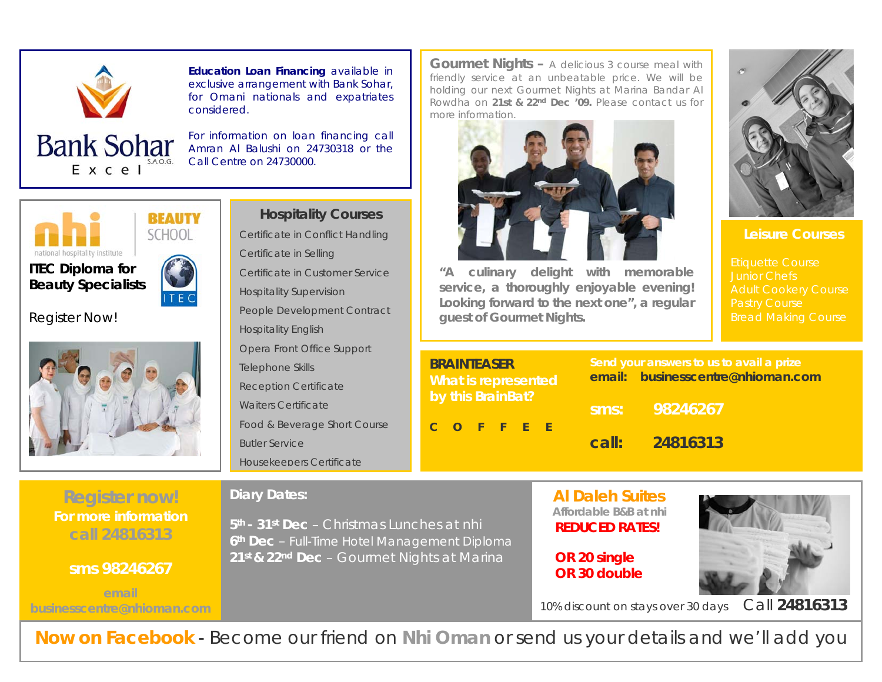Bank Sohar S.A.O.G.

Excel

**Education Loan Financing** available in exclusive arrangement with Bank Sohar, for Omani nationals and expatriates considered.

For information on loan financing call Amran Al Balushi on 24730318 or the Call Centre on 24730000.

**Gourmet Nights –** A delicious 3 course meal with friendly service at an unbeatable price. We will be holding our next Gourmet Nights at Marina Bandar Al Rowdha on **21st & 22nd Dec '09.** Please contact us for more information.

**"A culinary delight with memorable service, a thoroughly enjoyable evening! Looking forward to the next one", a regular guest of Gourmet Nights.**

## Leisure Courses

- Etiquette Course
- Junior Chefs
- Adult Cookery Course
- Pastry Course
- Bread Making Course

nhi national hospitality institute

BEAUTY SCHOOL

**ITEC Diploma for Beauty Specialists**

ITEC

Register Now!

## Hospitality Courses

- Certificate in Conflict Handling
- Certificate in Selling
- Certificate in Customer Service
- Hospitality Supervision
- People Development Contract
- Hospitality English
- Opera Front Office Support
- Telephone Skills
- Reception Certificate
- Waiters Certificate
- Food & Beverage Short Course
- Butler Service
- Housekeepers Certificate

**BRAINTEASER**

**What is represented by this BrainBat?**

C O F F E E

**Send your answers to us to avail a prize**

**email: businesscentre@nhioman.com**

**sms: 98246267**

**call: 24816313**

**Register now!**

**For more information**

**call 24816313**

**sms 98246267**

**email businesscentre@nhioman.com**

**Diary Dates:**

**5th - 31st Dec** – Christmas Lunches at nhi

**6th Dec** – Full-Time Hotel Management Diploma

**21st & 22nd Dec** – Gourmet Nights at Marina

## Al Daleh Suites

**Affordable B&B at nhi**

**REDUCED RATES!**

**OR 20 single**

**OR 30 double**

10% discount on stays over 30 days Call **24816313**

**Now on Facebook** - Become our friend on **Nhi Oman** or send us your details and we'll add you